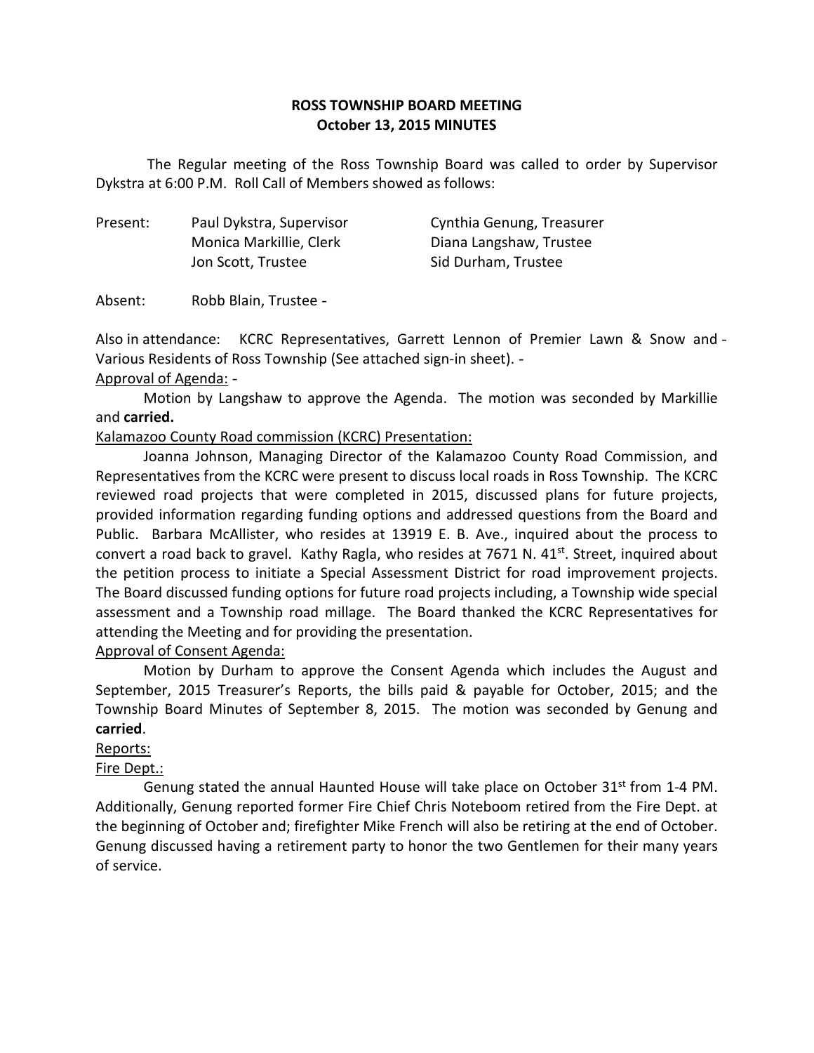**ROSS TOWNSHIP BOARD MEETING**
**October 13, 2015 MINUTES**

The Regular meeting of the Ross Township Board was called to order by Supervisor Dykstra at 6:00 P.M. Roll Call of Members showed as follows:

| | | |
|---|---|---|
| Present: | Paul Dykstra, Supervisor | Cynthia Genung, Treasurer |
| | Monica Markillie, Clerk | Diana Langshaw, Trustee |
| | Jon Scott, Trustee | Sid Durham, Trustee |

Absent: Robb Blain, Trustee -

Also in attendance: KCRC Representatives, Garrett Lennon of Premier Lawn & Snow and - Various Residents of Ross Township (See attached sign-in sheet). -

Approval of Agenda: -

Motion by Langshaw to approve the Agenda. The motion was seconded by Markillie and **carried.**

Kalamazoo County Road commission (KCRC) Presentation:

Joanna Johnson, Managing Director of the Kalamazoo County Road Commission, and Representatives from the KCRC were present to discuss local roads in Ross Township. The KCRC reviewed road projects that were completed in 2015, discussed plans for future projects, provided information regarding funding options and addressed questions from the Board and Public. Barbara McAllister, who resides at 13919 E. B. Ave., inquired about the process to convert a road back to gravel. Kathy Ragla, who resides at 7671 N. 41st. Street, inquired about the petition process to initiate a Special Assessment District for road improvement projects. The Board discussed funding options for future road projects including, a Township wide special assessment and a Township road millage. The Board thanked the KCRC Representatives for attending the Meeting and for providing the presentation.

Approval of Consent Agenda:

Motion by Durham to approve the Consent Agenda which includes the August and September, 2015 Treasurer's Reports, the bills paid & payable for October, 2015; and the Township Board Minutes of September 8, 2015. The motion was seconded by Genung and **carried**.

Reports:

Fire Dept.:

Genung stated the annual Haunted House will take place on October 31st from 1-4 PM. Additionally, Genung reported former Fire Chief Chris Noteboom retired from the Fire Dept. at the beginning of October and; firefighter Mike French will also be retiring at the end of October. Genung discussed having a retirement party to honor the two Gentlemen for their many years of service.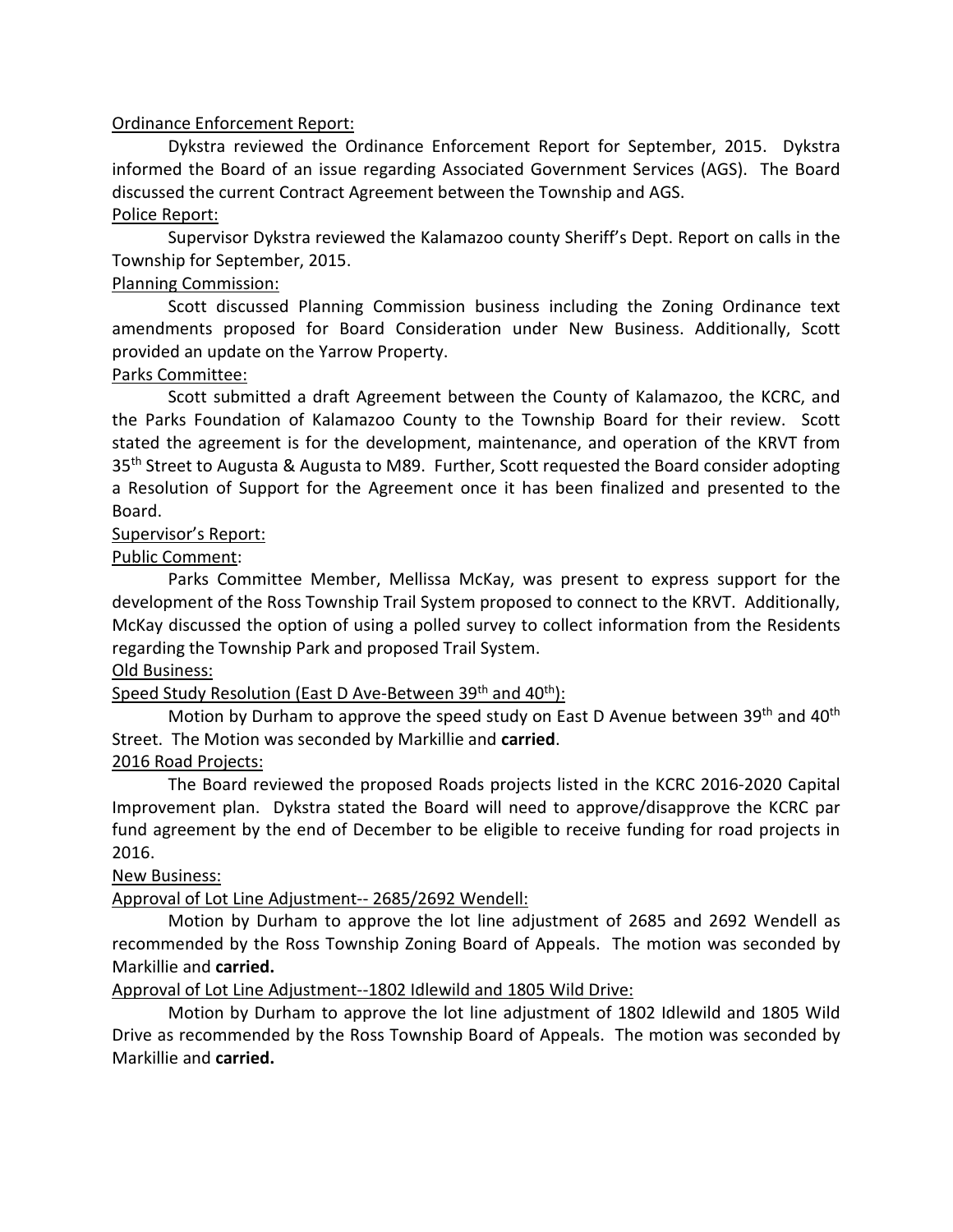Ordinance Enforcement Report:

Dykstra reviewed the Ordinance Enforcement Report for September, 2015. Dykstra informed the Board of an issue regarding Associated Government Services (AGS). The Board discussed the current Contract Agreement between the Township and AGS.

Police Report:

Supervisor Dykstra reviewed the Kalamazoo county Sheriff's Dept. Report on calls in the Township for September, 2015.

Planning Commission:

Scott discussed Planning Commission business including the Zoning Ordinance text amendments proposed for Board Consideration under New Business. Additionally, Scott provided an update on the Yarrow Property.

Parks Committee:

Scott submitted a draft Agreement between the County of Kalamazoo, the KCRC, and the Parks Foundation of Kalamazoo County to the Township Board for their review. Scott stated the agreement is for the development, maintenance, and operation of the KRVT from 35th Street to Augusta & Augusta to M89. Further, Scott requested the Board consider adopting a Resolution of Support for the Agreement once it has been finalized and presented to the Board.

Supervisor's Report:

Public Comment:

Parks Committee Member, Mellissa McKay, was present to express support for the development of the Ross Township Trail System proposed to connect to the KRVT. Additionally, McKay discussed the option of using a polled survey to collect information from the Residents regarding the Township Park and proposed Trail System.

Old Business:

Speed Study Resolution (East D Ave-Between 39th and 40th):

Motion by Durham to approve the speed study on East D Avenue between 39th and 40th Street. The Motion was seconded by Markillie and **carried**.

2016 Road Projects:

The Board reviewed the proposed Roads projects listed in the KCRC 2016-2020 Capital Improvement plan. Dykstra stated the Board will need to approve/disapprove the KCRC par fund agreement by the end of December to be eligible to receive funding for road projects in 2016.

New Business:

Approval of Lot Line Adjustment-- 2685/2692 Wendell:

Motion by Durham to approve the lot line adjustment of 2685 and 2692 Wendell as recommended by the Ross Township Zoning Board of Appeals. The motion was seconded by Markillie and **carried.**

Approval of Lot Line Adjustment--1802 Idlewild and 1805 Wild Drive:

Motion by Durham to approve the lot line adjustment of 1802 Idlewild and 1805 Wild Drive as recommended by the Ross Township Board of Appeals. The motion was seconded by Markillie and **carried.**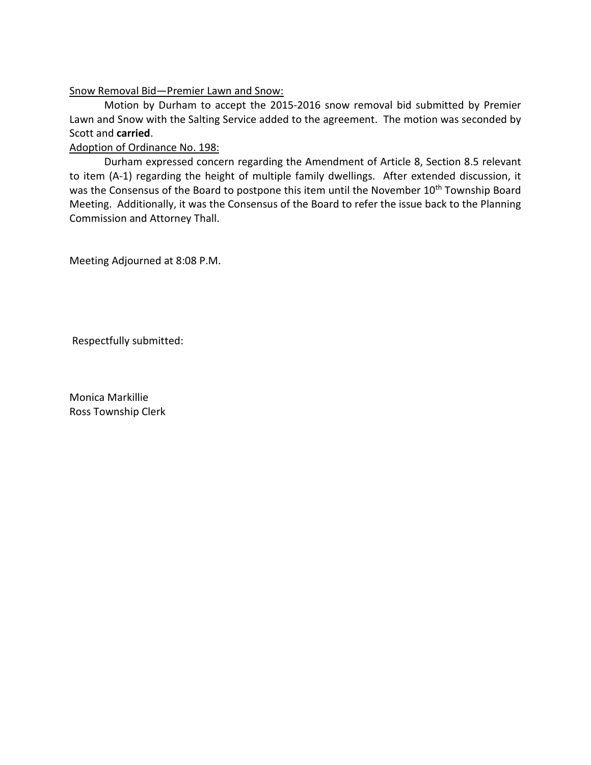<u>Snow Removal Bid—Premier Lawn and Snow:</u>

Motion by Durham to accept the 2015-2016 snow removal bid submitted by Premier Lawn and Snow with the Salting Service added to the agreement. The motion was seconded by Scott and **carried**.

<u>Adoption of Ordinance No. 198:</u>

Durham expressed concern regarding the Amendment of Article 8, Section 8.5 relevant to item (A-1) regarding the height of multiple family dwellings. After extended discussion, it was the Consensus of the Board to postpone this item until the November 10th Township Board Meeting. Additionally, it was the Consensus of the Board to refer the issue back to the Planning Commission and Attorney Thall.

Meeting Adjourned at 8:08 P.M.

Respectfully submitted:

Monica Markillie
Ross Township Clerk